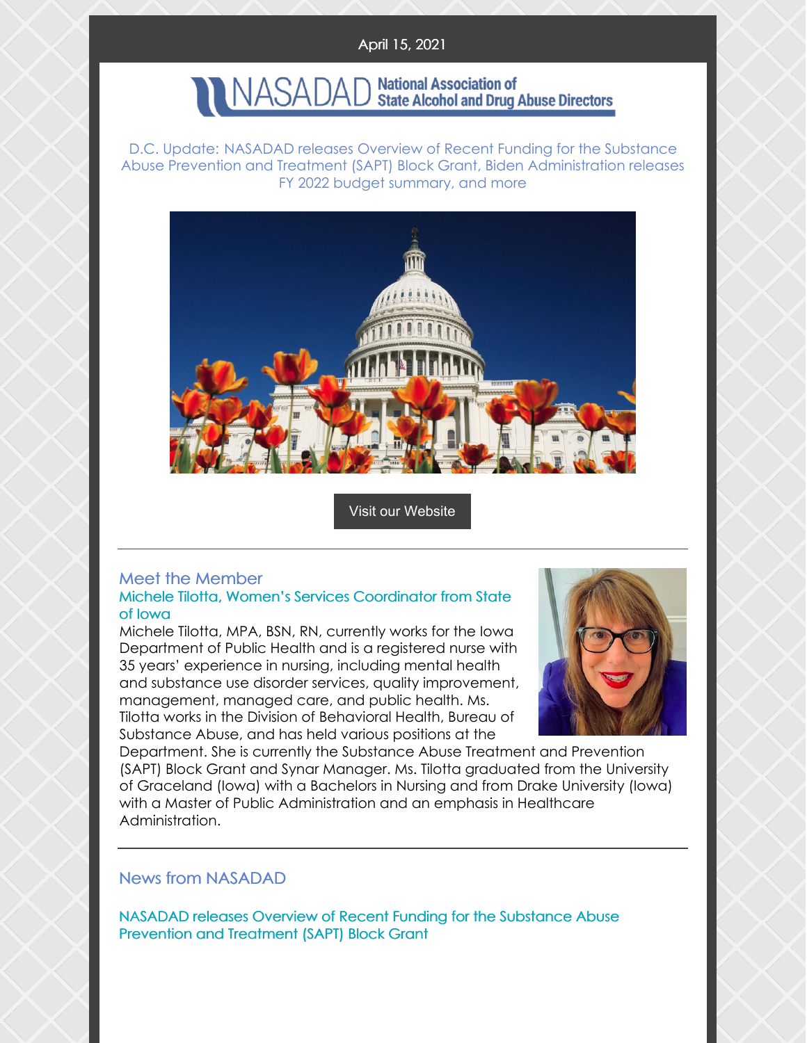April 15, 2021

NASADAD National Association of State Alcohol and Drug Abuse Directors

D.C. Update: NASADAD releases Overview of Recent Funding for the Substance Abuse Prevention and Treatment (SAPT) Block Grant, Biden Administration releases FY 2022 budget summary, and more

Visit our Website

---

## Meet the Member

### Michele Tilotta, Women's Services Coordinator from State of Iowa

Michele Tilotta, MPA, BSN, RN, currently works for the Iowa Department of Public Health and is a registered nurse with 35 years' experience in nursing, including mental health and substance use disorder services, quality improvement, management, managed care, and public health. Ms. Tilotta works in the Division of Behavioral Health, Bureau of Substance Abuse, and has held various positions at the Department. She is currently the Substance Abuse Treatment and Prevention (SAPT) Block Grant and Synar Manager. Ms. Tilotta graduated from the University of Graceland (Iowa) with a Bachelors in Nursing and from Drake University (Iowa) with a Master of Public Administration and an emphasis in Healthcare Administration.

---

## News from NASADAD

### NASADAD releases Overview of Recent Funding for the Substance Abuse Prevention and Treatment (SAPT) Block Grant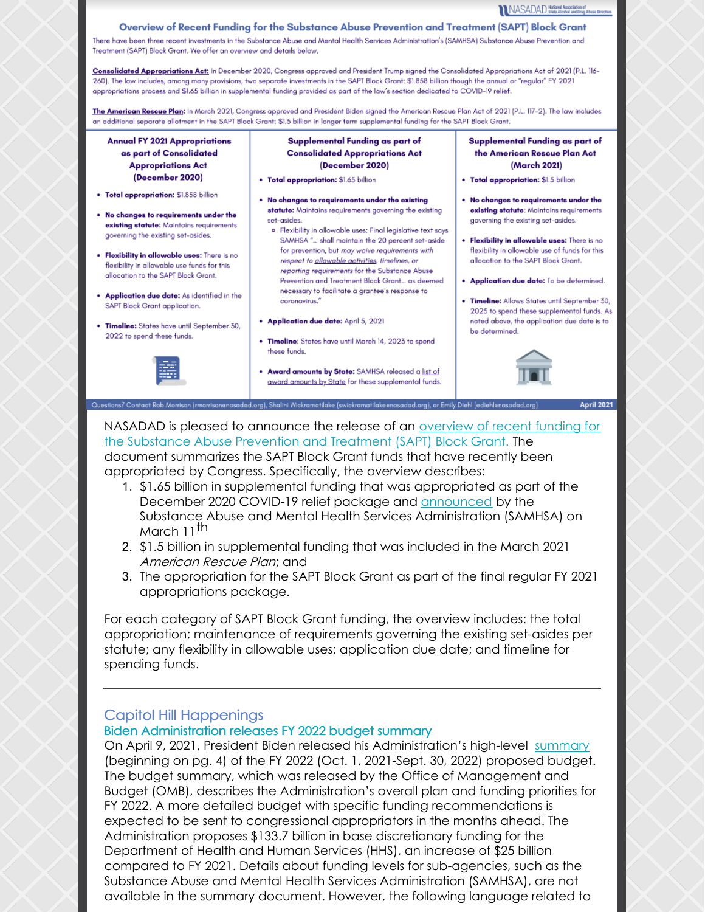NASADAD National Association of State Alcohol and Drug Abuse Directors

## Overview of Recent Funding for the Substance Abuse Prevention and Treatment (SAPT) Block Grant

There have been three recent investments in the Substance Abuse and Mental Health Services Administration's (SAMHSA) Substance Abuse Prevention and Treatment (SAPT) Block Grant. We offer an overview and details below.

**Consolidated Appropriations Act:** In December 2020, Congress approved and President Trump signed the Consolidated Appropriations Act of 2021 (P.L. 116-260). The law includes, among many provisions, two separate investments in the SAPT Block Grant: $1.858 billion though the annual or "regular" FY 2021 appropriations process and $1.65 billion in supplemental funding provided as part of the law's section dedicated to COVID-19 relief.

**The American Rescue Plan:** In March 2021, Congress approved and President Biden signed the American Rescue Plan Act of 2021 (P.L. 117-2). The law includes an additional separate allotment in the SAPT Block Grant: $1.5 billion in longer term supplemental funding for the SAPT Block Grant.

### Annual FY 2021 Appropriations as part of Consolidated Appropriations Act (December 2020)

- **Total appropriation:** $1.858 billion
- **No changes to requirements under the existing statute:** Maintains requirements governing the existing set-asides.
- **Flexibility in allowable uses:** There is no flexibility in allowable use funds for this allocation to the SAPT Block Grant.
- **Application due date:** As identified in the SAPT Block Grant application.
- **Timeline:** States have until September 30, 2022 to spend these funds.

### Supplemental Funding as part of Consolidated Appropriations Act (December 2020)

- **Total appropriation:** $1.65 billion
- **No changes to requirements under the existing statute:** Maintains requirements governing the existing set-asides.
  - Flexibility in allowable uses: Final legislative text says SAMHSA "... shall maintain the 20 percent set-aside for prevention, but *may waive requirements with respect to allowable activities, timelines, or reporting requirements* for the Substance Abuse Prevention and Treatment Block Grant... as deemed necessary to facilitate a grantee's response to coronavirus."
- **Application due date:** April 5, 2021
- **Timeline**: States have until March 14, 2023 to spend these funds.
- **Award amounts by State:** SAMHSA released a list of award amounts by State for these supplemental funds.

### Supplemental Funding as part of the American Rescue Plan Act (March 2021)

- **Total appropriation:** $1.5 billion
- **No changes to requirements under the existing statute**: Maintains requirements governing the existing set-asides.
- **Flexibility in allowable uses:** There is no flexibility in allowable use of funds for this allocation to the SAPT Block Grant.
- **Application due date:** To be determined.
- **Timeline:** Allows States until September 30, 2025 to spend these supplemental funds. As noted above, the application due date is to be determined.

Questions? Contact Rob Morrison (rmorrison@nasadad.org), Shalini Wickramatilake (swickramatilake@nasadad.org), or Emily Diehl (ediehl@nasadad.org) April 2021

NASADAD is pleased to announce the release of an overview of recent funding for the Substance Abuse Prevention and Treatment (SAPT) Block Grant. The document summarizes the SAPT Block Grant funds that have recently been appropriated by Congress. Specifically, the overview describes:

1. $1.65 billion in supplemental funding that was appropriated as part of the December 2020 COVID-19 relief package and announced by the Substance Abuse and Mental Health Services Administration (SAMHSA) on March 11th
2. $1.5 billion in supplemental funding that was included in the March 2021 *American Rescue Plan*; and
3. The appropriation for the SAPT Block Grant as part of the final regular FY 2021 appropriations package.

For each category of SAPT Block Grant funding, the overview includes: the total appropriation; maintenance of requirements governing the existing set-asides per statute; any flexibility in allowable uses; application due date; and timeline for spending funds.

---

## Capitol Hill Happenings

### Biden Administration releases FY 2022 budget summary

On April 9, 2021, President Biden released his Administration's high-level summary (beginning on pg. 4) of the FY 2022 (Oct. 1, 2021-Sept. 30, 2022) proposed budget. The budget summary, which was released by the Office of Management and Budget (OMB), describes the Administration's overall plan and funding priorities for FY 2022. A more detailed budget with specific funding recommendations is expected to be sent to congressional appropriators in the months ahead. The Administration proposes $133.7 billion in base discretionary funding for the Department of Health and Human Services (HHS), an increase of $25 billion compared to FY 2021. Details about funding levels for sub-agencies, such as the Substance Abuse and Mental Health Services Administration (SAMHSA), are not available in the summary document. However, the following language related to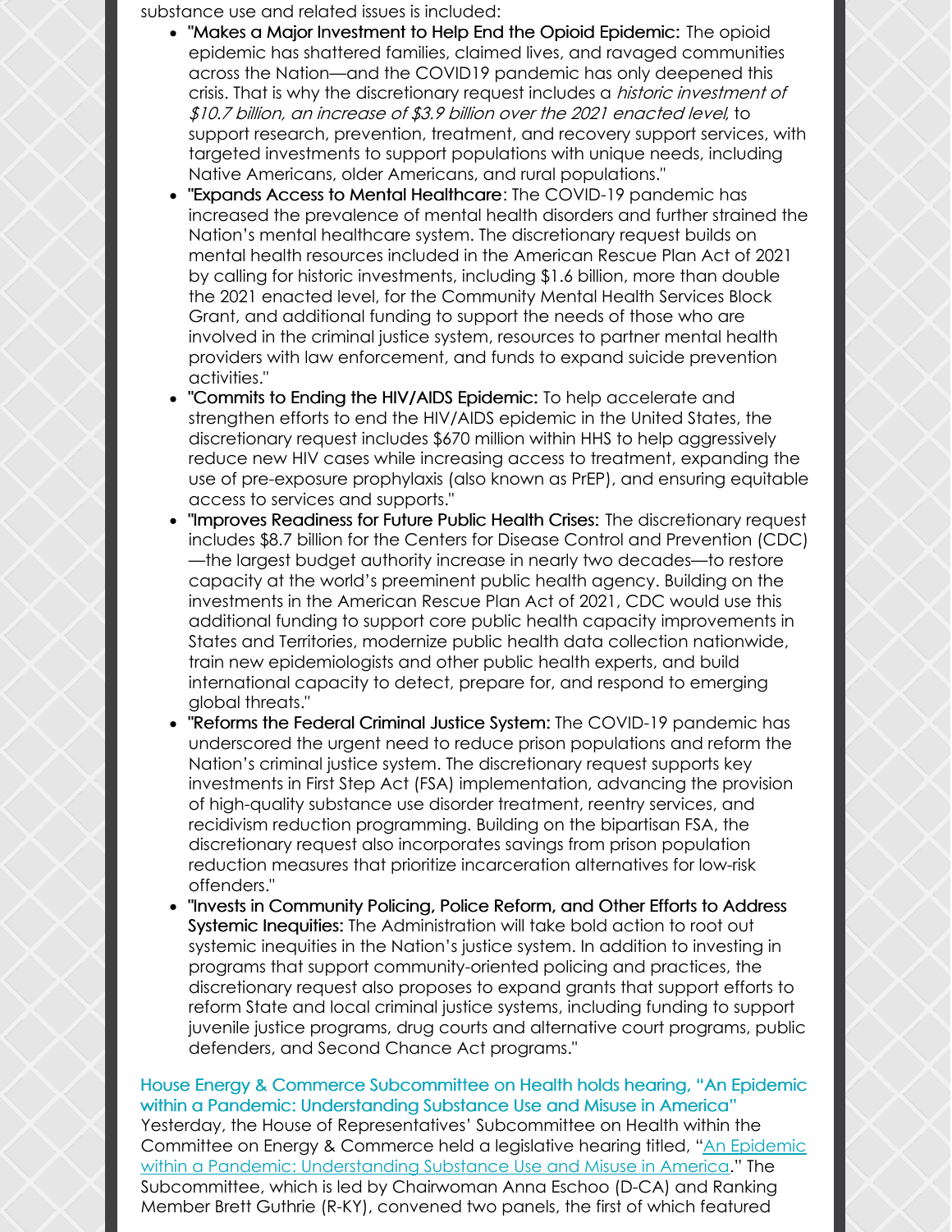substance use and related issues is included:

- "**Makes a Major Investment to Help End the Opioid Epidemic:** The opioid epidemic has shattered families, claimed lives, and ravaged communities across the Nation—and the COVID19 pandemic has only deepened this crisis. That is why the discretionary request includes a *historic investment of $10.7 billion, an increase of $3.9 billion over the 2021 enacted level*, to support research, prevention, treatment, and recovery support services, with targeted investments to support populations with unique needs, including Native Americans, older Americans, and rural populations."
- "**Expands Access to Mental Healthcare**: The COVID-19 pandemic has increased the prevalence of mental health disorders and further strained the Nation's mental healthcare system. The discretionary request builds on mental health resources included in the American Rescue Plan Act of 2021 by calling for historic investments, including $1.6 billion, more than double the 2021 enacted level, for the Community Mental Health Services Block Grant, and additional funding to support the needs of those who are involved in the criminal justice system, resources to partner mental health providers with law enforcement, and funds to expand suicide prevention activities."
- "**Commits to Ending the HIV/AIDS Epidemic:** To help accelerate and strengthen efforts to end the HIV/AIDS epidemic in the United States, the discretionary request includes $670 million within HHS to help aggressively reduce new HIV cases while increasing access to treatment, expanding the use of pre-exposure prophylaxis (also known as PrEP), and ensuring equitable access to services and supports."
- "**Improves Readiness for Future Public Health Crises:** The discretionary request includes $8.7 billion for the Centers for Disease Control and Prevention (CDC)—the largest budget authority increase in nearly two decades—to restore capacity at the world's preeminent public health agency. Building on the investments in the American Rescue Plan Act of 2021, CDC would use this additional funding to support core public health capacity improvements in States and Territories, modernize public health data collection nationwide, train new epidemiologists and other public health experts, and build international capacity to detect, prepare for, and respond to emerging global threats."
- "**Reforms the Federal Criminal Justice System:** The COVID-19 pandemic has underscored the urgent need to reduce prison populations and reform the Nation's criminal justice system. The discretionary request supports key investments in First Step Act (FSA) implementation, advancing the provision of high-quality substance use disorder treatment, reentry services, and recidivism reduction programming. Building on the bipartisan FSA, the discretionary request also incorporates savings from prison population reduction measures that prioritize incarceration alternatives for low-risk offenders."
- "**Invests in Community Policing, Police Reform, and Other Efforts to Address Systemic Inequities:** The Administration will take bold action to root out systemic inequities in the Nation's justice system. In addition to investing in programs that support community-oriented policing and practices, the discretionary request also proposes to expand grants that support efforts to reform State and local criminal justice systems, including funding to support juvenile justice programs, drug courts and alternative court programs, public defenders, and Second Chance Act programs."

### House Energy & Commerce Subcommittee on Health holds hearing, "An Epidemic within a Pandemic: Understanding Substance Use and Misuse in America"

Yesterday, the House of Representatives' Subcommittee on Health within the Committee on Energy & Commerce held a legislative hearing titled, "An Epidemic within a Pandemic: Understanding Substance Use and Misuse in America." The Subcommittee, which is led by Chairwoman Anna Eshoo (D-CA) and Ranking Member Brett Guthrie (R-KY), convened two panels, the first of which featured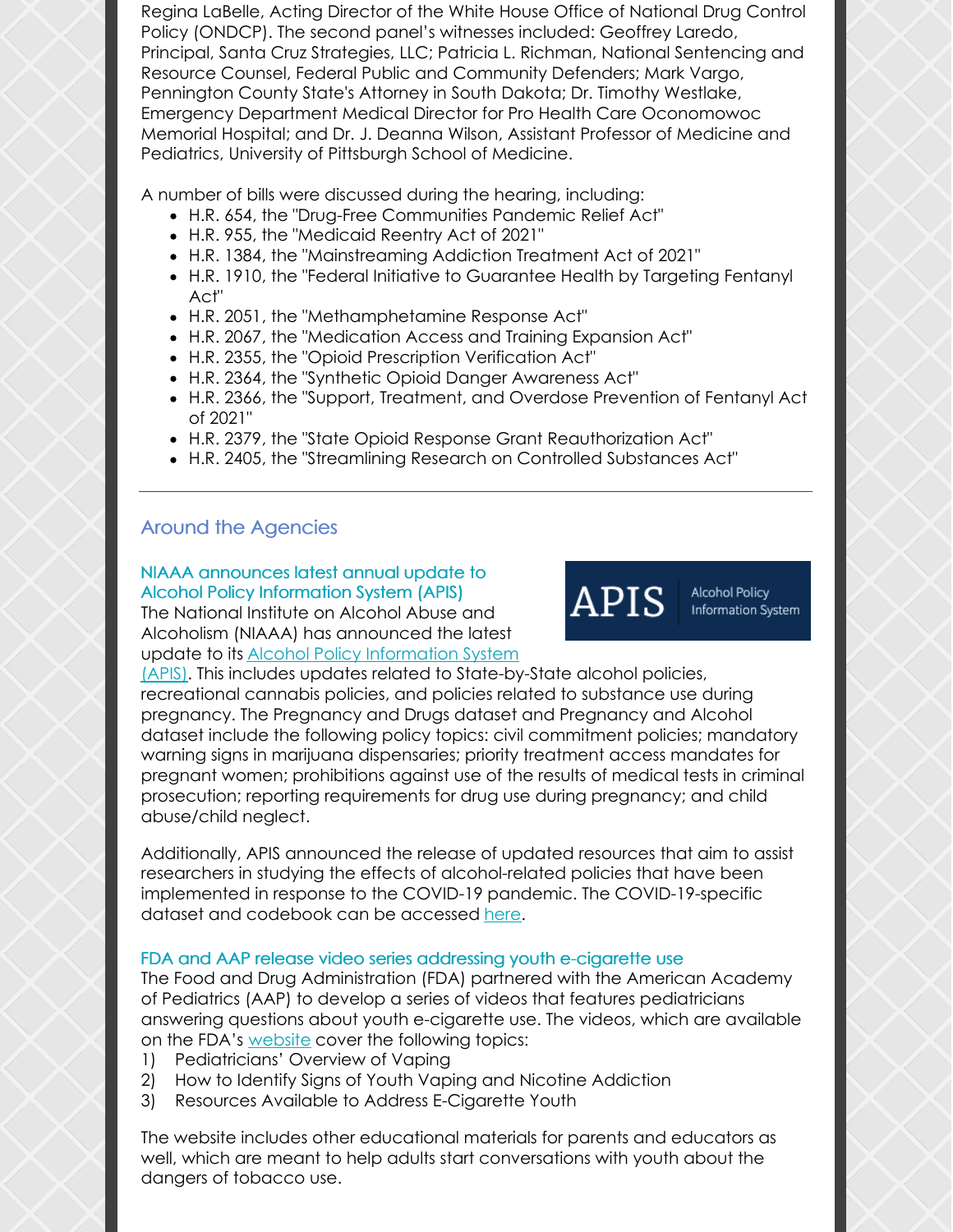Regina LaBelle, Acting Director of the White House Office of National Drug Control Policy (ONDCP). The second panel's witnesses included: Geoffrey Laredo, Principal, Santa Cruz Strategies, LLC; Patricia L. Richman, National Sentencing and Resource Counsel, Federal Public and Community Defenders; Mark Vargo, Pennington County State's Attorney in South Dakota; Dr. Timothy Westlake, Emergency Department Medical Director for Pro Health Care Oconomowoc Memorial Hospital; and Dr. J. Deanna Wilson, Assistant Professor of Medicine and Pediatrics, University of Pittsburgh School of Medicine.

A number of bills were discussed during the hearing, including:

- H.R. 654, the "Drug-Free Communities Pandemic Relief Act"
- H.R. 955, the "Medicaid Reentry Act of 2021"
- H.R. 1384, the "Mainstreaming Addiction Treatment Act of 2021"
- H.R. 1910, the "Federal Initiative to Guarantee Health by Targeting Fentanyl Act"
- H.R. 2051, the "Methamphetamine Response Act"
- H.R. 2067, the "Medication Access and Training Expansion Act"
- H.R. 2355, the "Opioid Prescription Verification Act"
- H.R. 2364, the "Synthetic Opioid Danger Awareness Act"
- H.R. 2366, the "Support, Treatment, and Overdose Prevention of Fentanyl Act of 2021"
- H.R. 2379, the "State Opioid Response Grant Reauthorization Act"
- H.R. 2405, the "Streamlining Research on Controlled Substances Act"

---

## Around the Agencies

### NIAAA announces latest annual update to Alcohol Policy Information System (APIS)

APIS | Alcohol Policy Information System

The National Institute on Alcohol Abuse and Alcoholism (NIAAA) has announced the latest update to its Alcohol Policy Information System (APIS). This includes updates related to State-by-State alcohol policies, recreational cannabis policies, and policies related to substance use during pregnancy. The Pregnancy and Drugs dataset and Pregnancy and Alcohol dataset include the following policy topics: civil commitment policies; mandatory warning signs in marijuana dispensaries; priority treatment access mandates for pregnant women; prohibitions against use of the results of medical tests in criminal prosecution; reporting requirements for drug use during pregnancy; and child abuse/child neglect.

Additionally, APIS announced the release of updated resources that aim to assist researchers in studying the effects of alcohol-related policies that have been implemented in response to the COVID-19 pandemic. The COVID-19-specific dataset and codebook can be accessed here.

### FDA and AAP release video series addressing youth e-cigarette use

The Food and Drug Administration (FDA) partnered with the American Academy of Pediatrics (AAP) to develop a series of videos that features pediatricians answering questions about youth e-cigarette use. The videos, which are available on the FDA's website cover the following topics:

1) Pediatricians' Overview of Vaping
2) How to Identify Signs of Youth Vaping and Nicotine Addiction
3) Resources Available to Address E-Cigarette Youth

The website includes other educational materials for parents and educators as well, which are meant to help adults start conversations with youth about the dangers of tobacco use.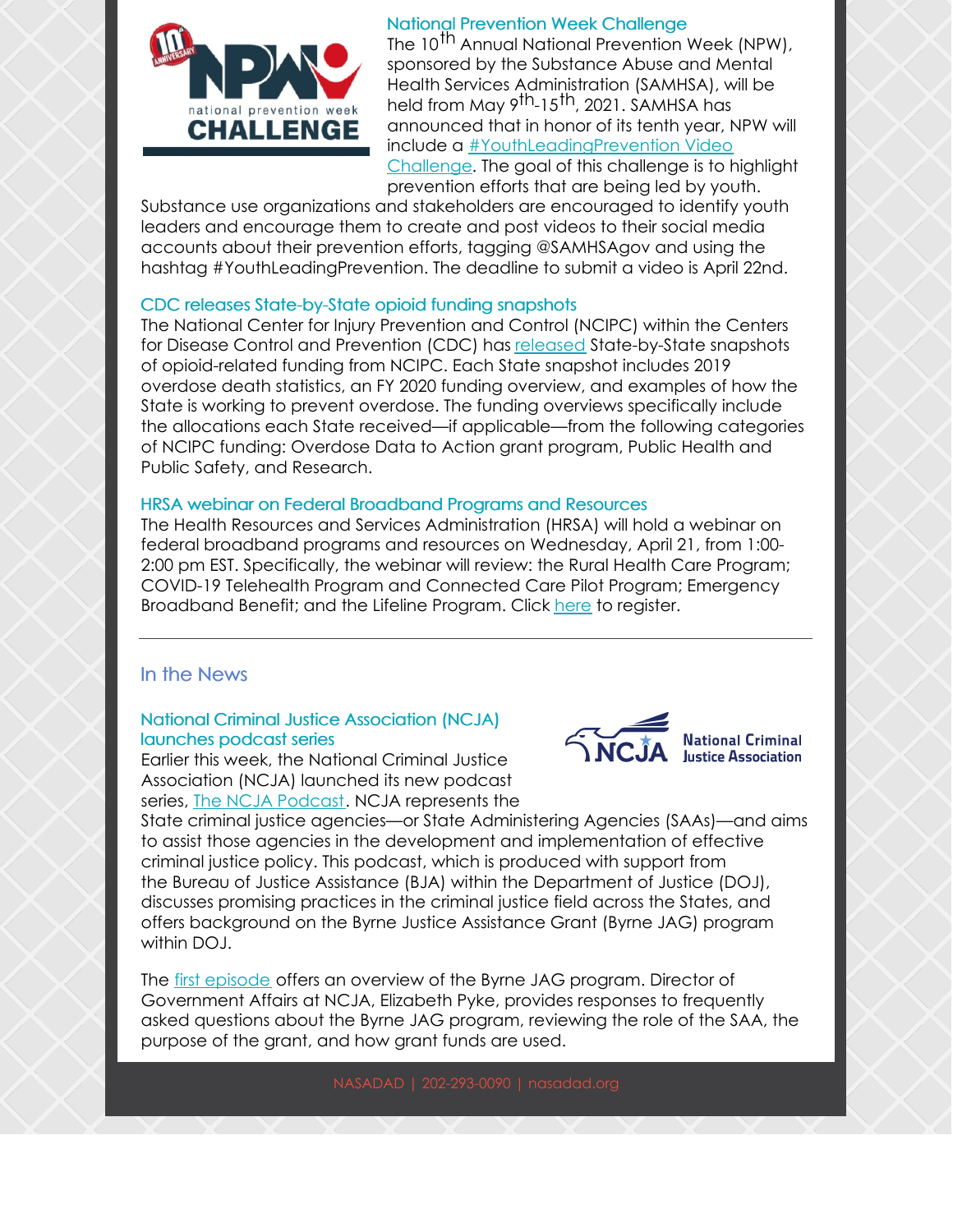### National Prevention Week Challenge

The 10th Annual National Prevention Week (NPW), sponsored by the Substance Abuse and Mental Health Services Administration (SAMHSA), will be held from May 9th-15th, 2021. SAMHSA has announced that in honor of its tenth year, NPW will include a #YouthLeadingPrevention Video Challenge. The goal of this challenge is to highlight prevention efforts that are being led by youth. Substance use organizations and stakeholders are encouraged to identify youth leaders and encourage them to create and post videos to their social media accounts about their prevention efforts, tagging @SAMHSAgov and using the hashtag #YouthLeadingPrevention. The deadline to submit a video is April 22nd.

### CDC releases State-by-State opioid funding snapshots

The National Center for Injury Prevention and Control (NCIPC) within the Centers for Disease Control and Prevention (CDC) has released State-by-State snapshots of opioid-related funding from NCIPC. Each State snapshot includes 2019 overdose death statistics, an FY 2020 funding overview, and examples of how the State is working to prevent overdose. The funding overviews specifically include the allocations each State received—if applicable—from the following categories of NCIPC funding: Overdose Data to Action grant program, Public Health and Public Safety, and Research.

### HRSA webinar on Federal Broadband Programs and Resources

The Health Resources and Services Administration (HRSA) will hold a webinar on federal broadband programs and resources on Wednesday, April 21, from 1:00-2:00 pm EST. Specifically, the webinar will review: the Rural Health Care Program; COVID-19 Telehealth Program and Connected Care Pilot Program; Emergency Broadband Benefit; and the Lifeline Program. Click here to register.

---

## In the News

### National Criminal Justice Association (NCJA) launches podcast series

Earlier this week, the National Criminal Justice Association (NCJA) launched its new podcast series, The NCJA Podcast. NCJA represents the State criminal justice agencies—or State Administering Agencies (SAAs)—and aims to assist those agencies in the development and implementation of effective criminal justice policy. This podcast, which is produced with support from the Bureau of Justice Assistance (BJA) within the Department of Justice (DOJ), discusses promising practices in the criminal justice field across the States, and offers background on the Byrne Justice Assistance Grant (Byrne JAG) program within DOJ.

The first episode offers an overview of the Byrne JAG program. Director of Government Affairs at NCJA, Elizabeth Pyke, provides responses to frequently asked questions about the Byrne JAG program, reviewing the role of the SAA, the purpose of the grant, and how grant funds are used.

NASADAD | 202-293-0090 | nasadad.org